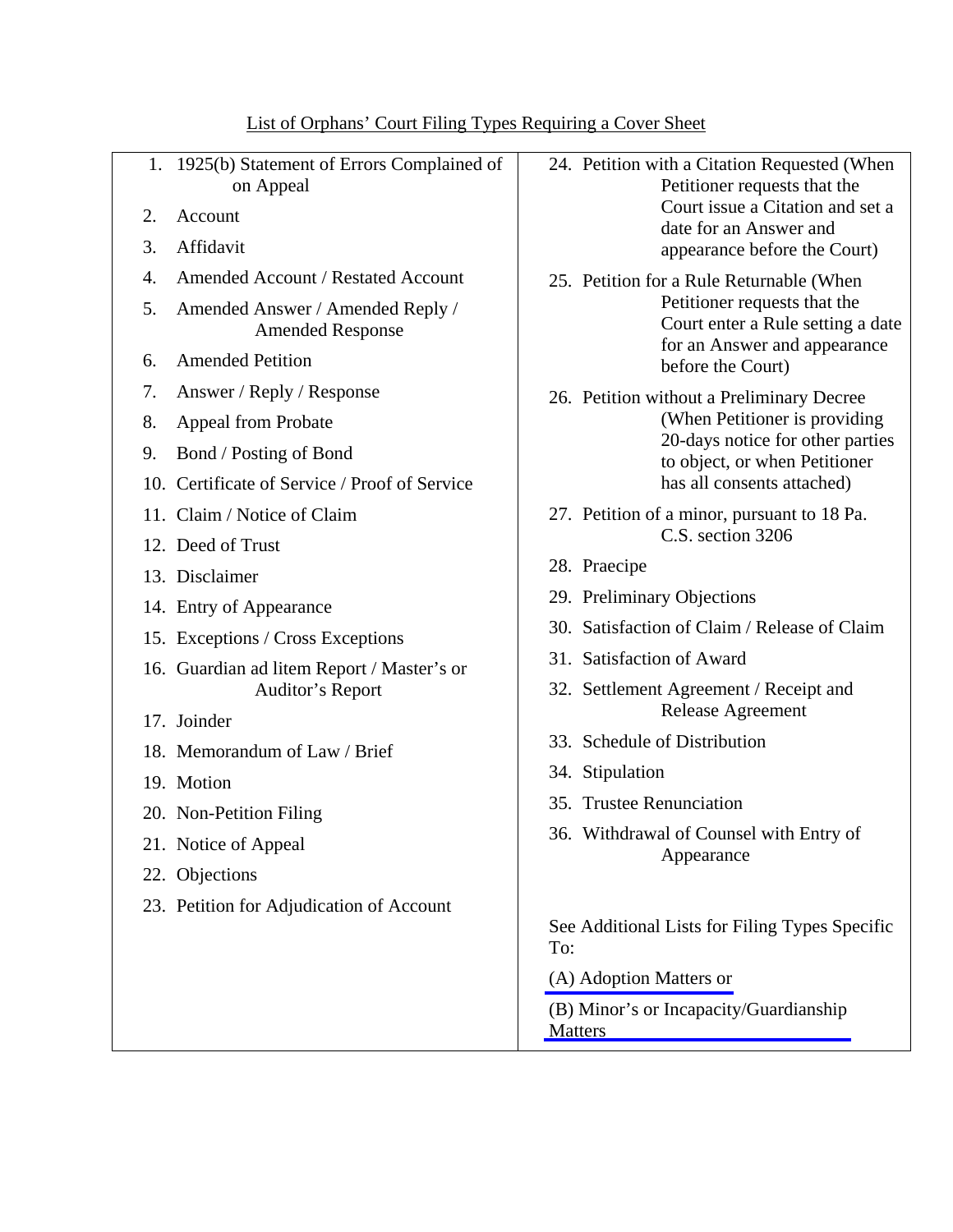## List of Orphans' Court Filing Types Requiring a Cover Sheet

1. 1925(b) Statement of Errors Complained of on Appeal
2. Account
3. Affidavit
4. Amended Account / Restated Account
5. Amended Answer / Amended Reply / Amended Response
6. Amended Petition
7. Answer / Reply / Response
8. Appeal from Probate
9. Bond / Posting of Bond
10. Certificate of Service / Proof of Service
11. Claim / Notice of Claim
12. Deed of Trust
13. Disclaimer
14. Entry of Appearance
15. Exceptions / Cross Exceptions
16. Guardian ad litem Report / Master's or Auditor's Report
17. Joinder
18. Memorandum of Law / Brief
19. Motion
20. Non-Petition Filing
21. Notice of Appeal
22. Objections
23. Petition for Adjudication of Account
24. Petition with a Citation Requested (When Petitioner requests that the Court issue a Citation and set a date for an Answer and appearance before the Court)
25. Petition for a Rule Returnable (When Petitioner requests that the Court enter a Rule setting a date for an Answer and appearance before the Court)
26. Petition without a Preliminary Decree (When Petitioner is providing 20-days notice for other parties to object, or when Petitioner has all consents attached)
27. Petition of a minor, pursuant to 18 Pa. C.S. section 3206
28. Praecipe
29. Preliminary Objections
30. Satisfaction of Claim / Release of Claim
31. Satisfaction of Award
32. Settlement Agreement / Receipt and Release Agreement
33. Schedule of Distribution
34. Stipulation
35. Trustee Renunciation
36. Withdrawal of Counsel with Entry of Appearance

See Additional Lists for Filing Types Specific To:

(A) Adoption Matters or

(B) Minor's or Incapacity/Guardianship Matters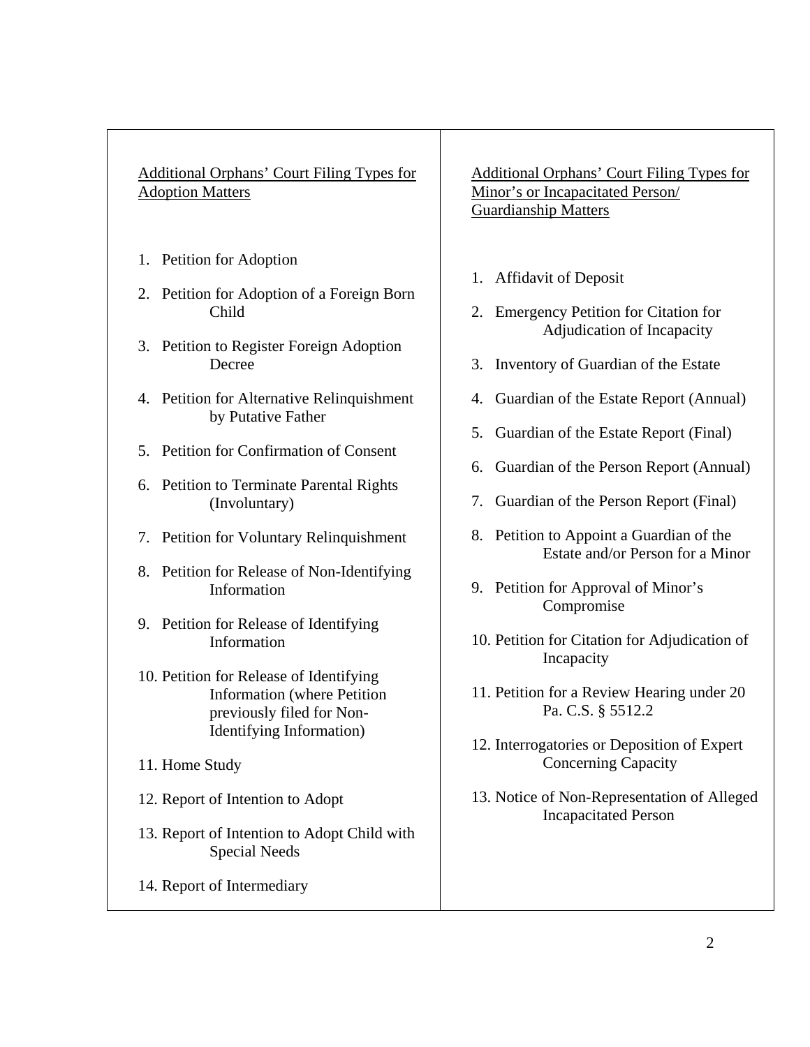Additional Orphans' Court Filing Types for Adoption Matters

1. Petition for Adoption
2. Petition for Adoption of a Foreign Born Child
3. Petition to Register Foreign Adoption Decree
4. Petition for Alternative Relinquishment by Putative Father
5. Petition for Confirmation of Consent
6. Petition to Terminate Parental Rights (Involuntary)
7. Petition for Voluntary Relinquishment
8. Petition for Release of Non-Identifying Information
9. Petition for Release of Identifying Information
10. Petition for Release of Identifying Information (where Petition previously filed for Non-Identifying Information)
11. Home Study
12. Report of Intention to Adopt
13. Report of Intention to Adopt Child with Special Needs
14. Report of Intermediary

Additional Orphans' Court Filing Types for Minor's or Incapacitated Person/ Guardianship Matters

1. Affidavit of Deposit
2. Emergency Petition for Citation for Adjudication of Incapacity
3. Inventory of Guardian of the Estate
4. Guardian of the Estate Report (Annual)
5. Guardian of the Estate Report (Final)
6. Guardian of the Person Report (Annual)
7. Guardian of the Person Report (Final)
8. Petition to Appoint a Guardian of the Estate and/or Person for a Minor
9. Petition for Approval of Minor's Compromise
10. Petition for Citation for Adjudication of Incapacity
11. Petition for a Review Hearing under 20 Pa. C.S. § 5512.2
12. Interrogatories or Deposition of Expert Concerning Capacity
13. Notice of Non-Representation of Alleged Incapacitated Person